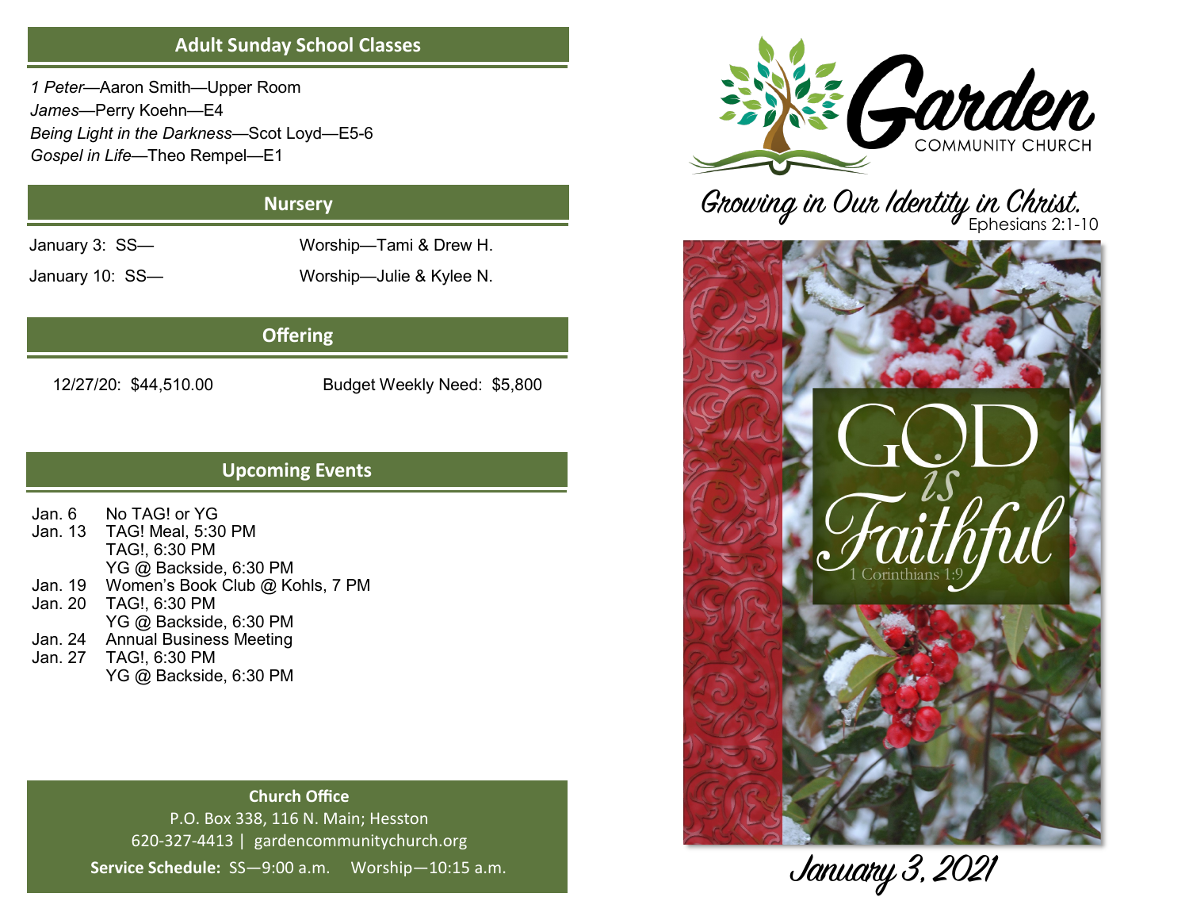## Adult Sunday School Classes

*1 Peter*—Aaron Smith—Upper Room
*James*—Perry Koehn—E4
*Being Light in the Darkness*—Scot Loyd—E5-6
*Gospel in Life*—Theo Rempel—E1

## Nursery

| | |
|---|---|
| January 3: SS— | Worship—Tami & Drew H. |
| January 10: SS— | Worship—Julie & Kylee N. |

## Offering

12/27/20: $44,510.00 Budget Weekly Need: $5,800

## Upcoming Events

| | |
|---|---|
| Jan. 6 | No TAG! or YG |
| Jan. 13 | TAG! Meal, 5:30 PM<br>TAG!, 6:30 PM<br>YG @ Backside, 6:30 PM |
| Jan. 19 | Women's Book Club @ Kohls, 7 PM |
| Jan. 20 | TAG!, 6:30 PM<br>YG @ Backside, 6:30 PM |
| Jan. 24 | Annual Business Meeting |
| Jan. 27 | TAG!, 6:30 PM<br>YG @ Backside, 6:30 PM |

**Church Office**
P.O. Box 338, 116 N. Main; Hesston
620-327-4413 | gardencommunitychurch.org
**Service Schedule:** SS—9:00 a.m. Worship—10:15 a.m.

# Garden
COMMUNITY CHURCH

*Growing in Our Identity in Christ.*
Ephesians 2:1-10

GOD *is* Faithful
1 Corinthians 1:9

January 3, 2021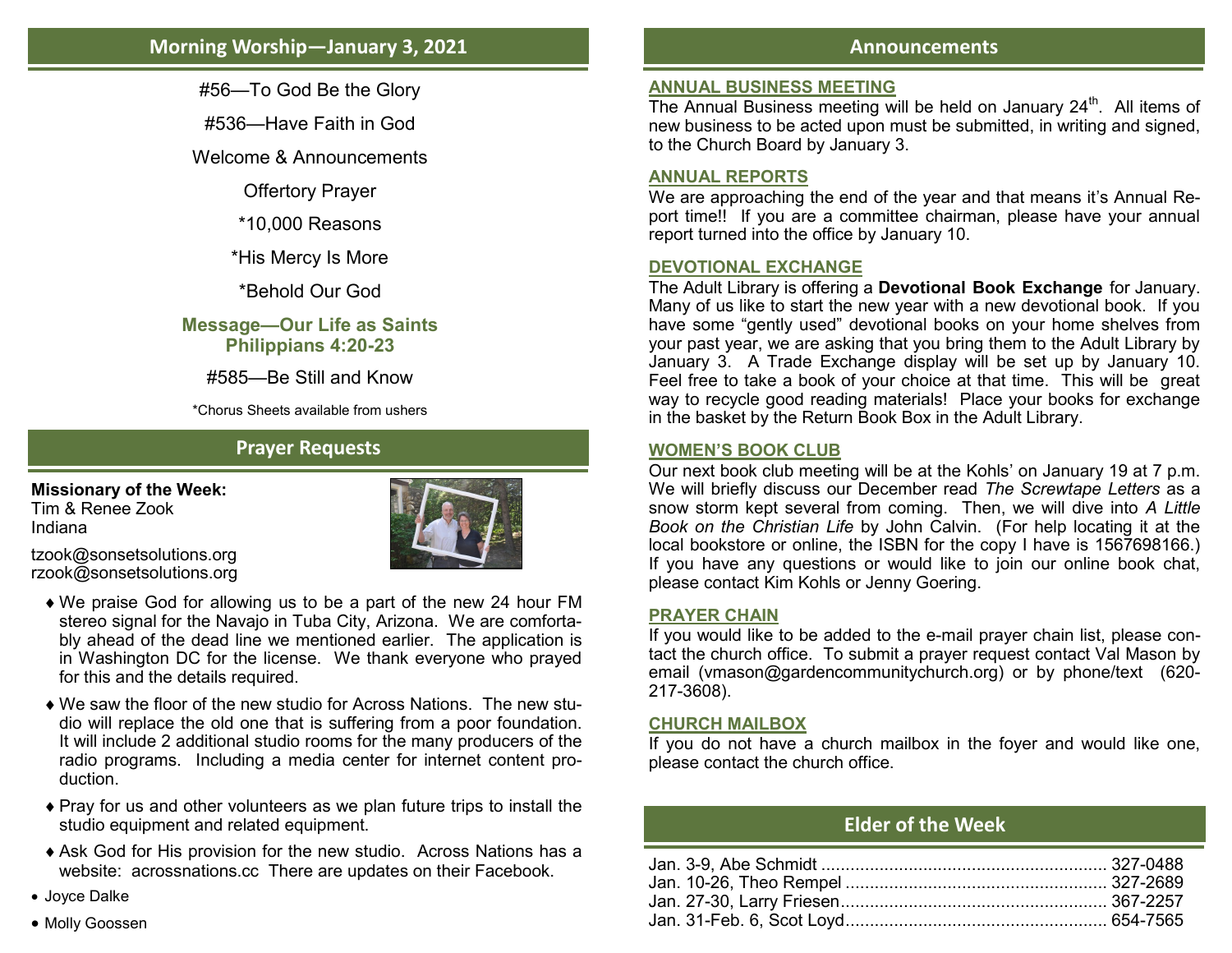## Morning Worship—January 3, 2021

#56—To God Be the Glory

#536—Have Faith in God

Welcome & Announcements

Offertory Prayer

*10,000 Reasons

*His Mercy Is More

*Behold Our God

**Message—Our Life as Saints**
**Philippians 4:20-23**

#585—Be Still and Know

*Chorus Sheets available from ushers

## Prayer Requests

**Missionary of the Week:**
Tim & Renee Zook
Indiana

tzook@sonsetsolutions.org
rzook@sonsetsolutions.org

- We praise God for allowing us to be a part of the new 24 hour FM stereo signal for the Navajo in Tuba City, Arizona. We are comfortably ahead of the dead line we mentioned earlier. The application is in Washington DC for the license. We thank everyone who prayed for this and the details required.
- We saw the floor of the new studio for Across Nations. The new studio will replace the old one that is suffering from a poor foundation. It will include 2 additional studio rooms for the many producers of the radio programs. Including a media center for internet content production.
- Pray for us and other volunteers as we plan future trips to install the studio equipment and related equipment.
- Ask God for His provision for the new studio. Across Nations has a website: acrossnations.cc There are updates on their Facebook.

- Joyce Dalke
- Molly Goossen

## Announcements

### ANNUAL BUSINESS MEETING

The Annual Business meeting will be held on January 24th. All items of new business to be acted upon must be submitted, in writing and signed, to the Church Board by January 3.

### ANNUAL REPORTS

We are approaching the end of the year and that means it's Annual Report time!! If you are a committee chairman, please have your annual report turned into the office by January 10.

### DEVOTIONAL EXCHANGE

The Adult Library is offering a **Devotional Book Exchange** for January. Many of us like to start the new year with a new devotional book. If you have some "gently used" devotional books on your home shelves from your past year, we are asking that you bring them to the Adult Library by January 3. A Trade Exchange display will be set up by January 10. Feel free to take a book of your choice at that time. This will be great way to recycle good reading materials! Place your books for exchange in the basket by the Return Book Box in the Adult Library.

### WOMEN'S BOOK CLUB

Our next book club meeting will be at the Kohls' on January 19 at 7 p.m. We will briefly discuss our December read *The Screwtape Letters* as a snow storm kept several from coming. Then, we will dive into *A Little Book on the Christian Life* by John Calvin. (For help locating it at the local bookstore or online, the ISBN for the copy I have is 1567698166.) If you have any questions or would like to join our online book chat, please contact Kim Kohls or Jenny Goering.

### PRAYER CHAIN

If you would like to be added to the e-mail prayer chain list, please contact the church office. To submit a prayer request contact Val Mason by email (vmason@gardencommunitychurch.org) or by phone/text (620-217-3608).

### CHURCH MAILBOX

If you do not have a church mailbox in the foyer and would like one, please contact the church office.

## Elder of the Week

Jan. 3-9, Abe Schmidt ........ 327-0488
Jan. 10-26, Theo Rempel ........ 327-2689
Jan. 27-30, Larry Friesen ........ 367-2257
Jan. 31-Feb. 6, Scot Loyd ........ 654-7565